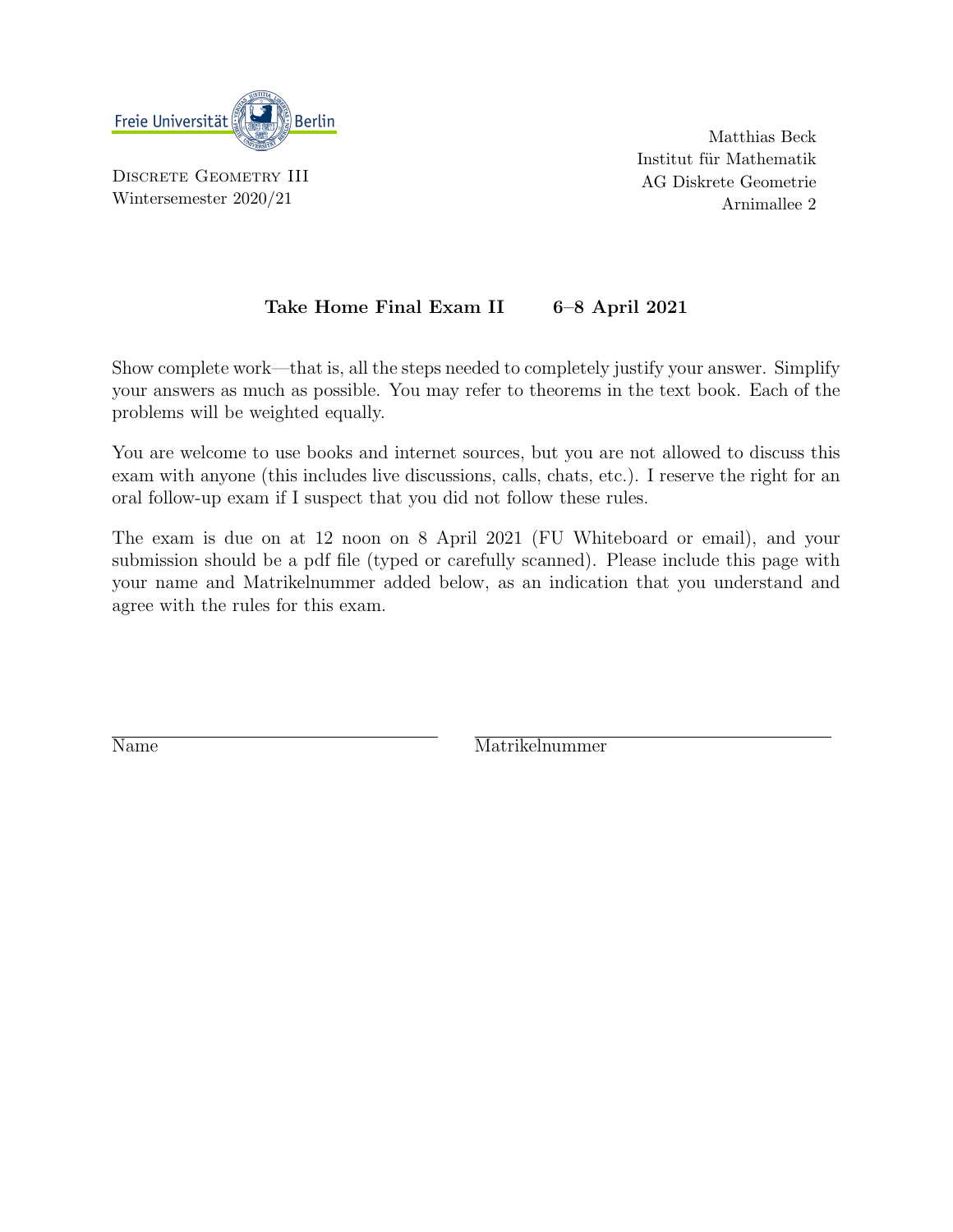Freie Universität Berlin

Discrete Geometry III
Wintersemester 2020/21

Matthias Beck
Institut für Mathematik
AG Diskrete Geometrie
Arnimallee 2

**Take Home Final Exam II    6–8 April 2021**

Show complete work—that is, all the steps needed to completely justify your answer. Simplify your answers as much as possible. You may refer to theorems in the text book. Each of the problems will be weighted equally.

You are welcome to use books and internet sources, but you are not allowed to discuss this exam with anyone (this includes live discussions, calls, chats, etc.). I reserve the right for an oral follow-up exam if I suspect that you did not follow these rules.

The exam is due on at 12 noon on 8 April 2021 (FU Whiteboard or email), and your submission should be a pdf file (typed or carefully scanned). Please include this page with your name and Matrikelnummer added below, as an indication that you understand and agree with the rules for this exam.

Name ______________________  Matrikelnummer ______________________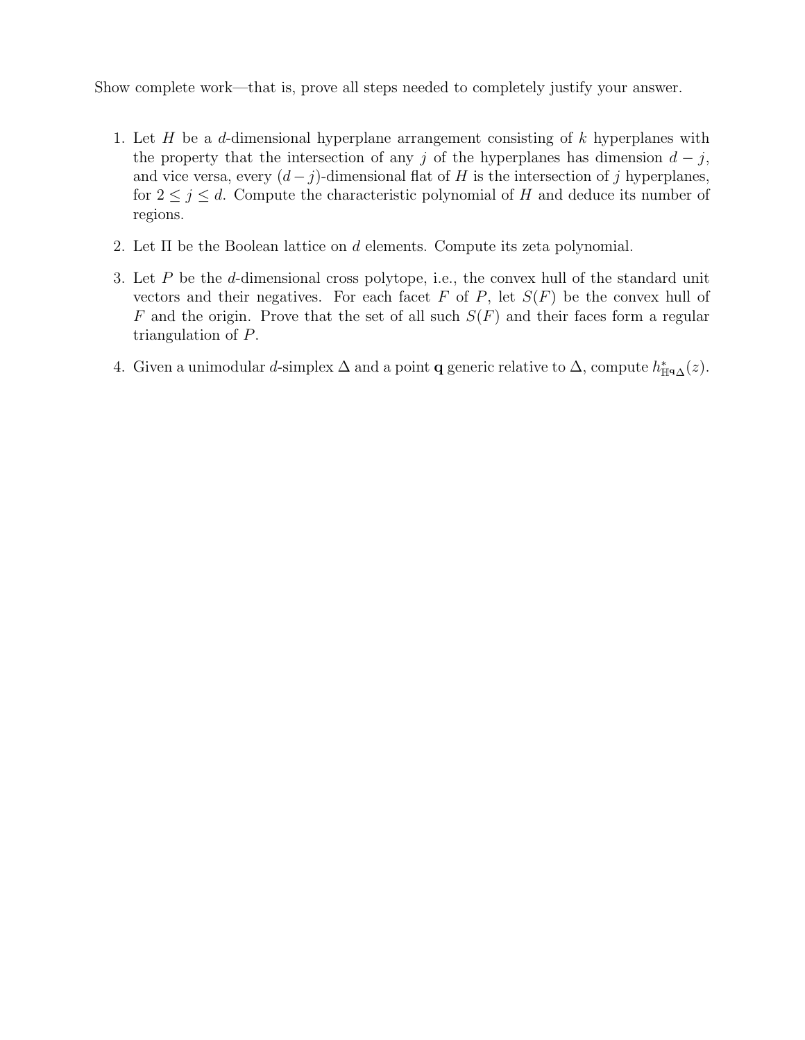Show complete work—that is, prove all steps needed to completely justify your answer.

1. Let $H$ be a $d$-dimensional hyperplane arrangement consisting of $k$ hyperplanes with the property that the intersection of any $j$ of the hyperplanes has dimension $d - j$, and vice versa, every $(d - j)$-dimensional flat of $H$ is the intersection of $j$ hyperplanes, for $2 \leq j \leq d$. Compute the characteristic polynomial of $H$ and deduce its number of regions.

2. Let $\Pi$ be the Boolean lattice on $d$ elements. Compute its zeta polynomial.

3. Let $P$ be the $d$-dimensional cross polytope, i.e., the convex hull of the standard unit vectors and their negatives. For each facet $F$ of $P$, let $S(F)$ be the convex hull of $F$ and the origin. Prove that the set of all such $S(F)$ and their faces form a regular triangulation of $P$.

4. Given a unimodular $d$-simplex $\Delta$ and a point $\mathbf{q}$ generic relative to $\Delta$, compute $h^*_{\mathbb{H}^{\mathbf{q}}\Delta}(z)$.